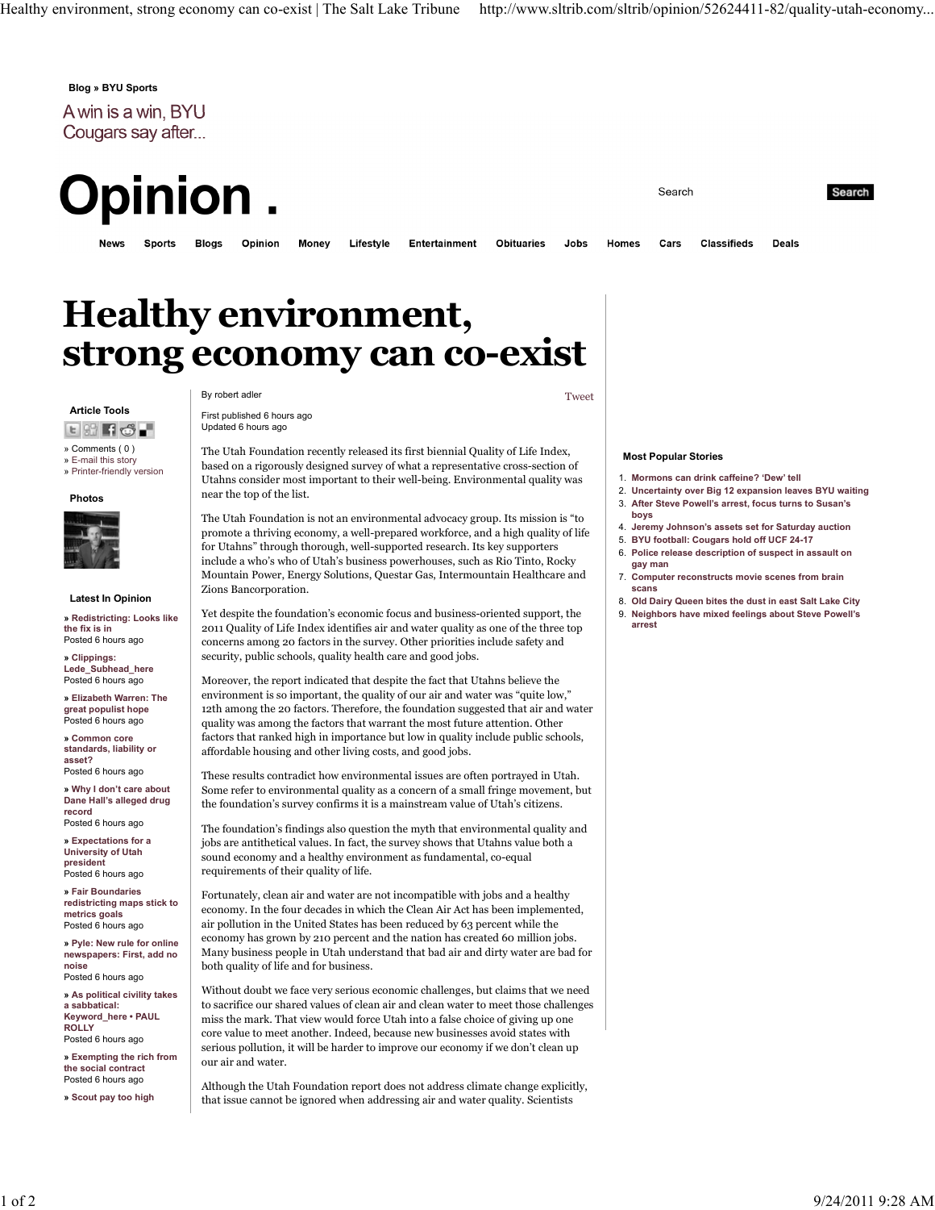Blog » BYU Sports

A win is a win, BYU Cougars say after...

# Opinion .

News Sports Blogs Opinion Money Lifestyle Entertainment Obituaries Jobs Homes Cars Classifieds Deals

# Healthy environment, strong economy can co-exist

By robert adler

First published 6 hours ago
Updated 6 hours ago

The Utah Foundation recently released its first biennial Quality of Life Index, based on a rigorously designed survey of what a representative cross-section of Utahns consider most important to their well-being. Environmental quality was near the top of the list.

The Utah Foundation is not an environmental advocacy group. Its mission is "to promote a thriving economy, a well-prepared workforce, and a high quality of life for Utahns" through thorough, well-supported research. Its key supporters include a who's who of Utah's business powerhouses, such as Rio Tinto, Rocky Mountain Power, Energy Solutions, Questar Gas, Intermountain Healthcare and Zions Bancorporation.

Yet despite the foundation's economic focus and business-oriented support, the 2011 Quality of Life Index identifies air and water quality as one of the three top concerns among 20 factors in the survey. Other priorities include safety and security, public schools, quality health care and good jobs.

Moreover, the report indicated that despite the fact that Utahns believe the environment is so important, the quality of our air and water was "quite low," 12th among the 20 factors. Therefore, the foundation suggested that air and water quality was among the factors that warrant the most future attention. Other factors that ranked high in importance but low in quality include public schools, affordable housing and other living costs, and good jobs.

These results contradict how environmental issues are often portrayed in Utah. Some refer to environmental quality as a concern of a small fringe movement, but the foundation's survey confirms it is a mainstream value of Utah's citizens.

The foundation's findings also question the myth that environmental quality and jobs are antithetical values. In fact, the survey shows that Utahns value both a sound economy and a healthy environment as fundamental, co-equal requirements of their quality of life.

Fortunately, clean air and water are not incompatible with jobs and a healthy economy. In the four decades in which the Clean Air Act has been implemented, air pollution in the United States has been reduced by 63 percent while the economy has grown by 210 percent and the nation has created 60 million jobs. Many business people in Utah understand that bad air and dirty water are bad for both quality of life and for business.

Without doubt we face very serious economic challenges, but claims that we need to sacrifice our shared values of clean air and clean water to meet those challenges miss the mark. That view would force Utah into a false choice of giving up one core value to meet another. Indeed, because new businesses avoid states with serious pollution, it will be harder to improve our economy if we don't clean up our air and water.

Although the Utah Foundation report does not address climate change explicitly, that issue cannot be ignored when addressing air and water quality. Scientists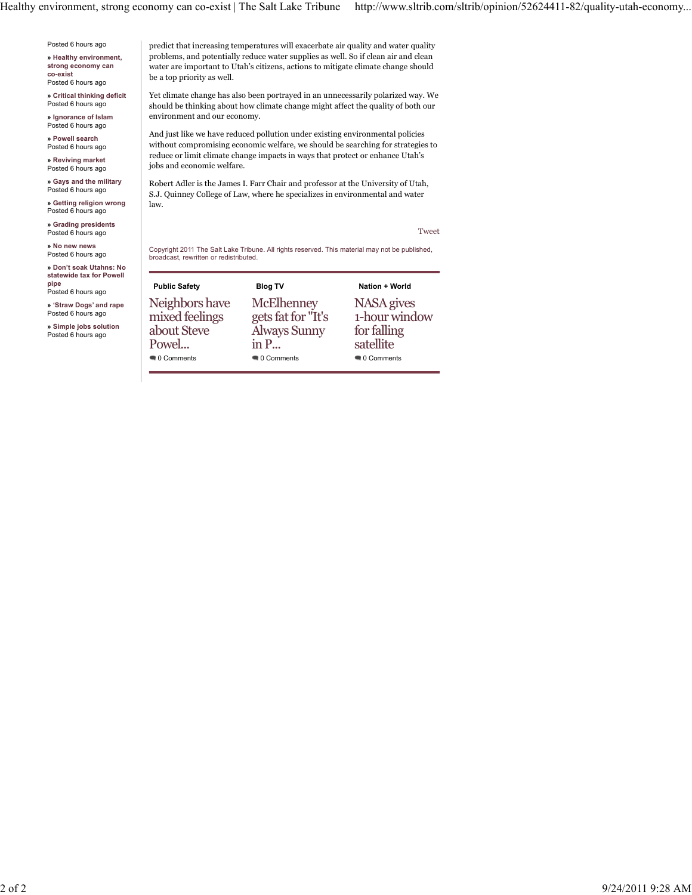Posted 6 hours ago

» **Healthy environment, strong economy can co-exist**
Posted 6 hours ago

» **Critical thinking deficit**
Posted 6 hours ago

» **Ignorance of Islam**
Posted 6 hours ago

» **Powell search**
Posted 6 hours ago

» **Reviving market**
Posted 6 hours ago

» **Gays and the military**
Posted 6 hours ago

» **Getting religion wrong**
Posted 6 hours ago

» **Grading presidents**
Posted 6 hours ago

» **No new news**
Posted 6 hours ago

» **Don't soak Utahns: No statewide tax for Powell pipe**
Posted 6 hours ago

» **'Straw Dogs' and rape**
Posted 6 hours ago

» **Simple jobs solution**
Posted 6 hours ago

predict that increasing temperatures will exacerbate air quality and water quality problems, and potentially reduce water supplies as well. So if clean air and clean water are important to Utah's citizens, actions to mitigate climate change should be a top priority as well.

Yet climate change has also been portrayed in an unnecessarily polarized way. We should be thinking about how climate change might affect the quality of both our environment and our economy.

And just like we have reduced pollution under existing environmental policies without compromising economic welfare, we should be searching for strategies to reduce or limit climate change impacts in ways that protect or enhance Utah's jobs and economic welfare.

Robert Adler is the James I. Farr Chair and professor at the University of Utah, S.J. Quinney College of Law, where he specializes in environmental and water law.

Tweet

Copyright 2011 The Salt Lake Tribune. All rights reserved. This material may not be published, broadcast, rewritten or redistributed.

**Public Safety**

Neighbors have mixed feelings about Steve Powel...

0 Comments

**Blog TV**

McElhenney gets fat for "It's Always Sunny in P...

0 Comments

**Nation + World**

NASA gives 1-hour window for falling satellite

0 Comments